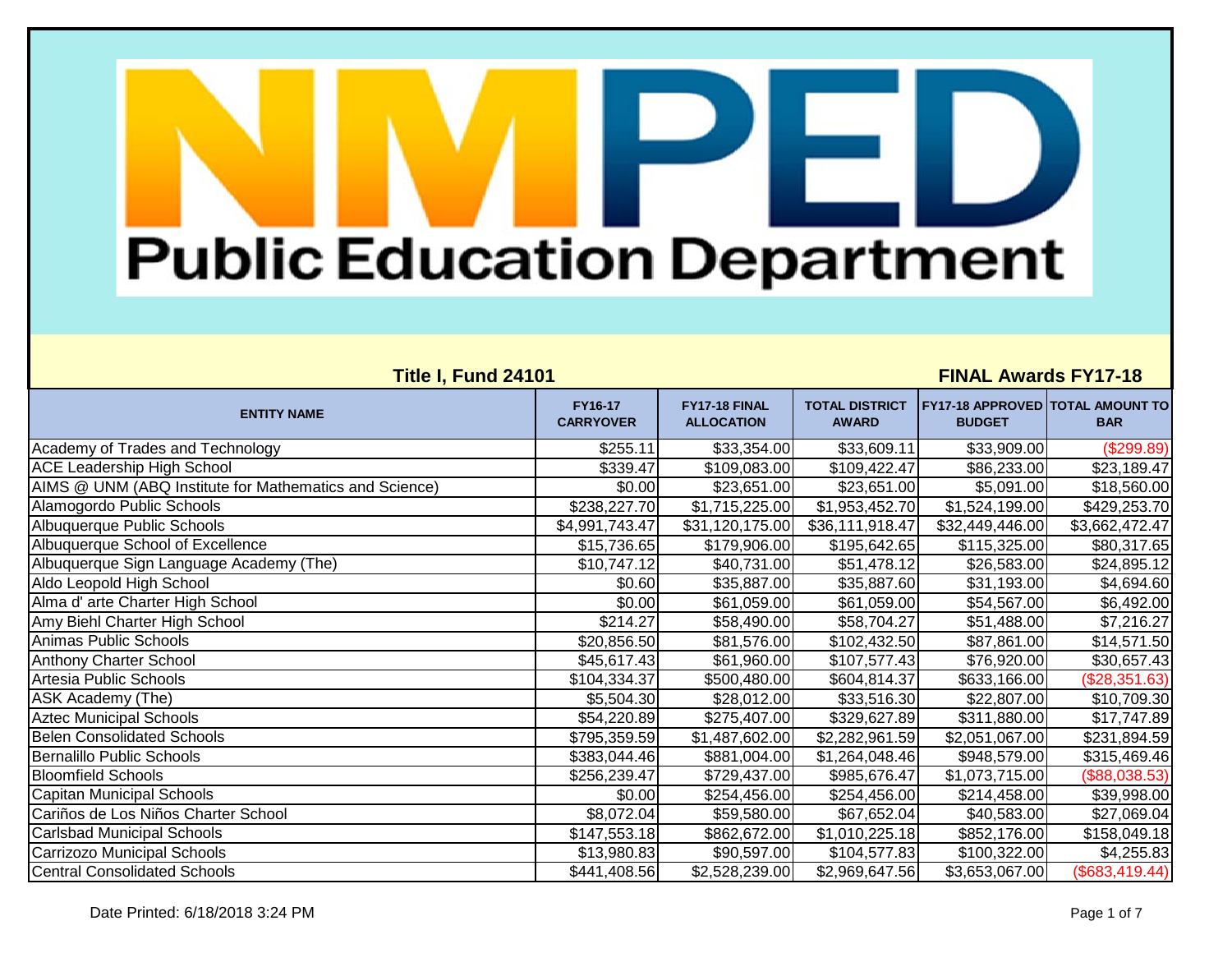# NMPED Public Education Department

**Title I, Fund 24101** **FINAL Awards FY17-18**

| ENTITY NAME | FY16-17 CARRYOVER | FY17-18 FINAL ALLOCATION | TOTAL DISTRICT AWARD | FY17-18 APPROVED BUDGET | TOTAL AMOUNT TO BAR |
|---|---|---|---|---|---|
| Academy of Trades and Technology | $255.11 | $33,354.00 | $33,609.11 | $33,909.00 | ($299.89) |
| ACE Leadership High School | $339.47 | $109,083.00 | $109,422.47 | $86,233.00 | $23,189.47 |
| AIMS @ UNM (ABQ Institute for Mathematics and Science) | $0.00 | $23,651.00 | $23,651.00 | $5,091.00 | $18,560.00 |
| Alamogordo Public Schools | $238,227.70 | $1,715,225.00 | $1,953,452.70 | $1,524,199.00 | $429,253.70 |
| Albuquerque Public Schools | $4,991,743.47 | $31,120,175.00 | $36,111,918.47 | $32,449,446.00 | $3,662,472.47 |
| Albuquerque School of Excellence | $15,736.65 | $179,906.00 | $195,642.65 | $115,325.00 | $80,317.65 |
| Albuquerque Sign Language Academy (The) | $10,747.12 | $40,731.00 | $51,478.12 | $26,583.00 | $24,895.12 |
| Aldo Leopold High School | $0.60 | $35,887.00 | $35,887.60 | $31,193.00 | $4,694.60 |
| Alma d' arte Charter High School | $0.00 | $61,059.00 | $61,059.00 | $54,567.00 | $6,492.00 |
| Amy Biehl Charter High School | $214.27 | $58,490.00 | $58,704.27 | $51,488.00 | $7,216.27 |
| Animas Public Schools | $20,856.50 | $81,576.00 | $102,432.50 | $87,861.00 | $14,571.50 |
| Anthony Charter School | $45,617.43 | $61,960.00 | $107,577.43 | $76,920.00 | $30,657.43 |
| Artesia Public Schools | $104,334.37 | $500,480.00 | $604,814.37 | $633,166.00 | ($28,351.63) |
| ASK Academy (The) | $5,504.30 | $28,012.00 | $33,516.30 | $22,807.00 | $10,709.30 |
| Aztec Municipal Schools | $54,220.89 | $275,407.00 | $329,627.89 | $311,880.00 | $17,747.89 |
| Belen Consolidated Schools | $795,359.59 | $1,487,602.00 | $2,282,961.59 | $2,051,067.00 | $231,894.59 |
| Bernalillo Public Schools | $383,044.46 | $881,004.00 | $1,264,048.46 | $948,579.00 | $315,469.46 |
| Bloomfield Schools | $256,239.47 | $729,437.00 | $985,676.47 | $1,073,715.00 | ($88,038.53) |
| Capitan Municipal Schools | $0.00 | $254,456.00 | $254,456.00 | $214,458.00 | $39,998.00 |
| Cariños de Los Niños Charter School | $8,072.04 | $59,580.00 | $67,652.04 | $40,583.00 | $27,069.04 |
| Carlsbad Municipal Schools | $147,553.18 | $862,672.00 | $1,010,225.18 | $852,176.00 | $158,049.18 |
| Carrizozo Municipal Schools | $13,980.83 | $90,597.00 | $104,577.83 | $100,322.00 | $4,255.83 |
| Central Consolidated Schools | $441,408.56 | $2,528,239.00 | $2,969,647.56 | $3,653,067.00 | ($683,419.44) |

Date Printed: 6/18/2018 3:24 PM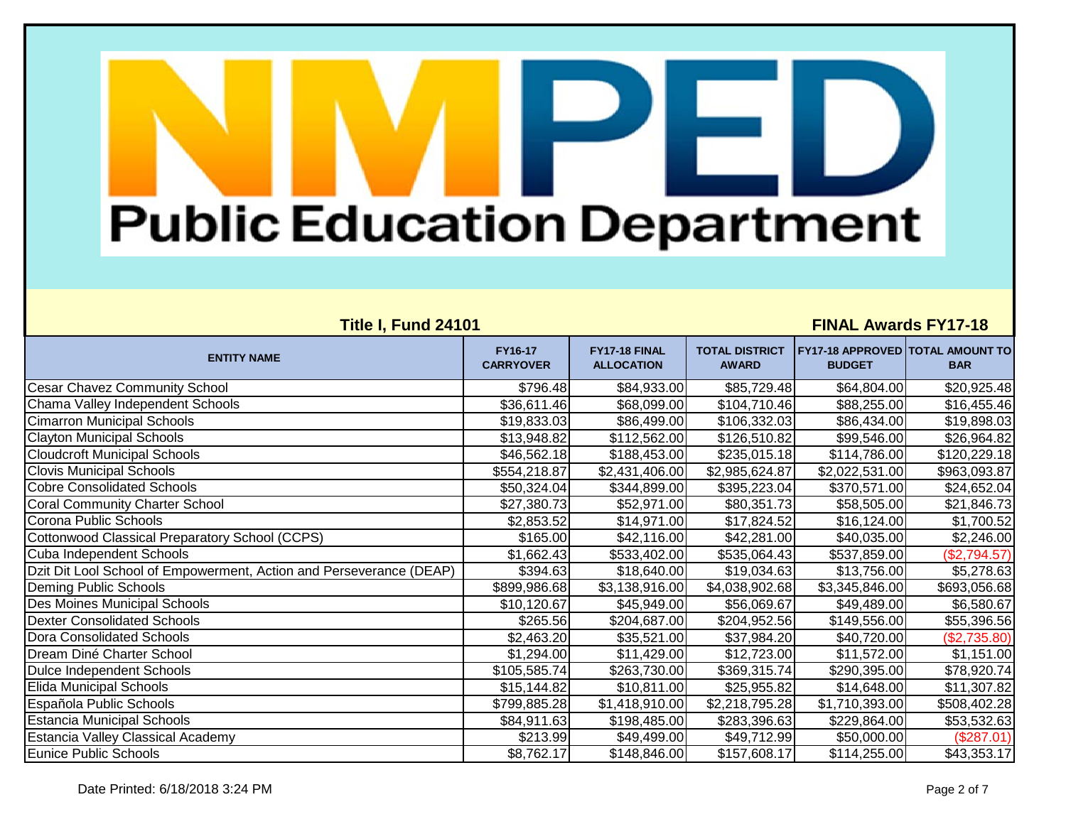# NMPED Public Education Department

**Title I, Fund 24101** **FINAL Awards FY17-18**

| ENTITY NAME | FY16-17 CARRYOVER | FY17-18 FINAL ALLOCATION | TOTAL DISTRICT AWARD | FY17-18 APPROVED BUDGET | TOTAL AMOUNT TO BAR |
|---|---|---|---|---|---|
| Cesar Chavez Community School | $796.48 | $84,933.00 | $85,729.48 | $64,804.00 | $20,925.48 |
| Chama Valley Independent Schools | $36,611.46 | $68,099.00 | $104,710.46 | $88,255.00 | $16,455.46 |
| Cimarron Municipal Schools | $19,833.03 | $86,499.00 | $106,332.03 | $86,434.00 | $19,898.03 |
| Clayton Municipal Schools | $13,948.82 | $112,562.00 | $126,510.82 | $99,546.00 | $26,964.82 |
| Cloudcroft Municipal Schools | $46,562.18 | $188,453.00 | $235,015.18 | $114,786.00 | $120,229.18 |
| Clovis Municipal Schools | $554,218.87 | $2,431,406.00 | $2,985,624.87 | $2,022,531.00 | $963,093.87 |
| Cobre Consolidated Schools | $50,324.04 | $344,899.00 | $395,223.04 | $370,571.00 | $24,652.04 |
| Coral Community Charter School | $27,380.73 | $52,971.00 | $80,351.73 | $58,505.00 | $21,846.73 |
| Corona Public Schools | $2,853.52 | $14,971.00 | $17,824.52 | $16,124.00 | $1,700.52 |
| Cottonwood Classical Preparatory School (CCPS) | $165.00 | $42,116.00 | $42,281.00 | $40,035.00 | $2,246.00 |
| Cuba Independent Schools | $1,662.43 | $533,402.00 | $535,064.43 | $537,859.00 | ($2,794.57) |
| Dzit Dit Lool School of Empowerment, Action and Perseverance (DEAP) | $394.63 | $18,640.00 | $19,034.63 | $13,756.00 | $5,278.63 |
| Deming Public Schools | $899,986.68 | $3,138,916.00 | $4,038,902.68 | $3,345,846.00 | $693,056.68 |
| Des Moines Municipal Schools | $10,120.67 | $45,949.00 | $56,069.67 | $49,489.00 | $6,580.67 |
| Dexter Consolidated Schools | $265.56 | $204,687.00 | $204,952.56 | $149,556.00 | $55,396.56 |
| Dora Consolidated Schools | $2,463.20 | $35,521.00 | $37,984.20 | $40,720.00 | ($2,735.80) |
| Dream Diné Charter School | $1,294.00 | $11,429.00 | $12,723.00 | $11,572.00 | $1,151.00 |
| Dulce Independent Schools | $105,585.74 | $263,730.00 | $369,315.74 | $290,395.00 | $78,920.74 |
| Elida Municipal Schools | $15,144.82 | $10,811.00 | $25,955.82 | $14,648.00 | $11,307.82 |
| Española Public Schools | $799,885.28 | $1,418,910.00 | $2,218,795.28 | $1,710,393.00 | $508,402.28 |
| Estancia Municipal Schools | $84,911.63 | $198,485.00 | $283,396.63 | $229,864.00 | $53,532.63 |
| Estancia Valley Classical Academy | $213.99 | $49,499.00 | $49,712.99 | $50,000.00 | ($287.01) |
| Eunice Public Schools | $8,762.17 | $148,846.00 | $157,608.17 | $114,255.00 | $43,353.17 |

Date Printed: 6/18/2018 3:24 PM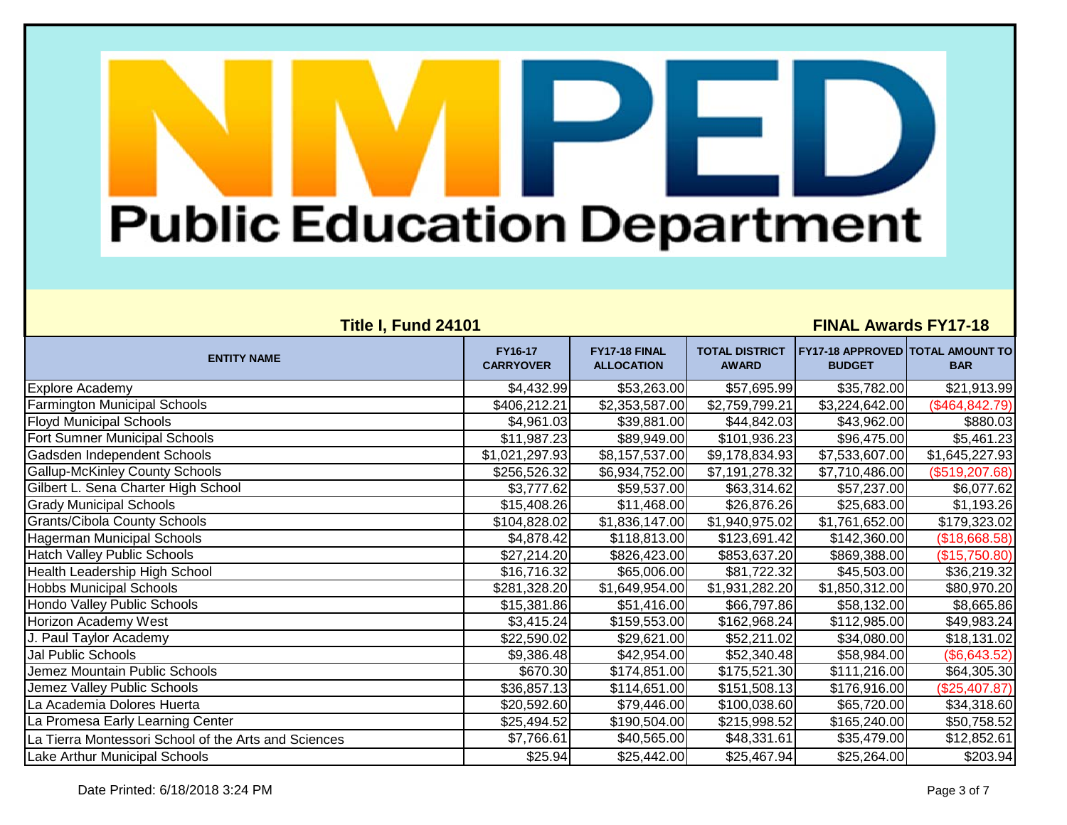# Public Education Department

**Title I, Fund 24101** **FINAL Awards FY17-18**

| ENTITY NAME | FY16-17 CARRYOVER | FY17-18 FINAL ALLOCATION | TOTAL DISTRICT AWARD | FY17-18 APPROVED BUDGET | TOTAL AMOUNT TO BAR |
|---|---|---|---|---|---|
| Explore Academy | $4,432.99 | $53,263.00 | $57,695.99 | $35,782.00 | $21,913.99 |
| Farmington Municipal Schools | $406,212.21 | $2,353,587.00 | $2,759,799.21 | $3,224,642.00 | ($464,842.79) |
| Floyd Municipal Schools | $4,961.03 | $39,881.00 | $44,842.03 | $43,962.00 | $880.03 |
| Fort Sumner Municipal Schools | $11,987.23 | $89,949.00 | $101,936.23 | $96,475.00 | $5,461.23 |
| Gadsden Independent Schools | $1,021,297.93 | $8,157,537.00 | $9,178,834.93 | $7,533,607.00 | $1,645,227.93 |
| Gallup-McKinley County Schools | $256,526.32 | $6,934,752.00 | $7,191,278.32 | $7,710,486.00 | ($519,207.68) |
| Gilbert L. Sena Charter High School | $3,777.62 | $59,537.00 | $63,314.62 | $57,237.00 | $6,077.62 |
| Grady Municipal Schools | $15,408.26 | $11,468.00 | $26,876.26 | $25,683.00 | $1,193.26 |
| Grants/Cibola County Schools | $104,828.02 | $1,836,147.00 | $1,940,975.02 | $1,761,652.00 | $179,323.02 |
| Hagerman Municipal Schools | $4,878.42 | $118,813.00 | $123,691.42 | $142,360.00 | ($18,668.58) |
| Hatch Valley Public Schools | $27,214.20 | $826,423.00 | $853,637.20 | $869,388.00 | ($15,750.80) |
| Health Leadership High School | $16,716.32 | $65,006.00 | $81,722.32 | $45,503.00 | $36,219.32 |
| Hobbs Municipal Schools | $281,328.20 | $1,649,954.00 | $1,931,282.20 | $1,850,312.00 | $80,970.20 |
| Hondo Valley Public Schools | $15,381.86 | $51,416.00 | $66,797.86 | $58,132.00 | $8,665.86 |
| Horizon Academy West | $3,415.24 | $159,553.00 | $162,968.24 | $112,985.00 | $49,983.24 |
| J. Paul Taylor Academy | $22,590.02 | $29,621.00 | $52,211.02 | $34,080.00 | $18,131.02 |
| Jal Public Schools | $9,386.48 | $42,954.00 | $52,340.48 | $58,984.00 | ($6,643.52) |
| Jemez Mountain Public Schools | $670.30 | $174,851.00 | $175,521.30 | $111,216.00 | $64,305.30 |
| Jemez Valley Public Schools | $36,857.13 | $114,651.00 | $151,508.13 | $176,916.00 | ($25,407.87) |
| La Academia Dolores Huerta | $20,592.60 | $79,446.00 | $100,038.60 | $65,720.00 | $34,318.60 |
| La Promesa Early Learning Center | $25,494.52 | $190,504.00 | $215,998.52 | $165,240.00 | $50,758.52 |
| La Tierra Montessori School of the Arts and Sciences | $7,766.61 | $40,565.00 | $48,331.61 | $35,479.00 | $12,852.61 |
| Lake Arthur Municipal Schools | $25.94 | $25,442.00 | $25,467.94 | $25,264.00 | $203.94 |

Date Printed: 6/18/2018 3:24 PM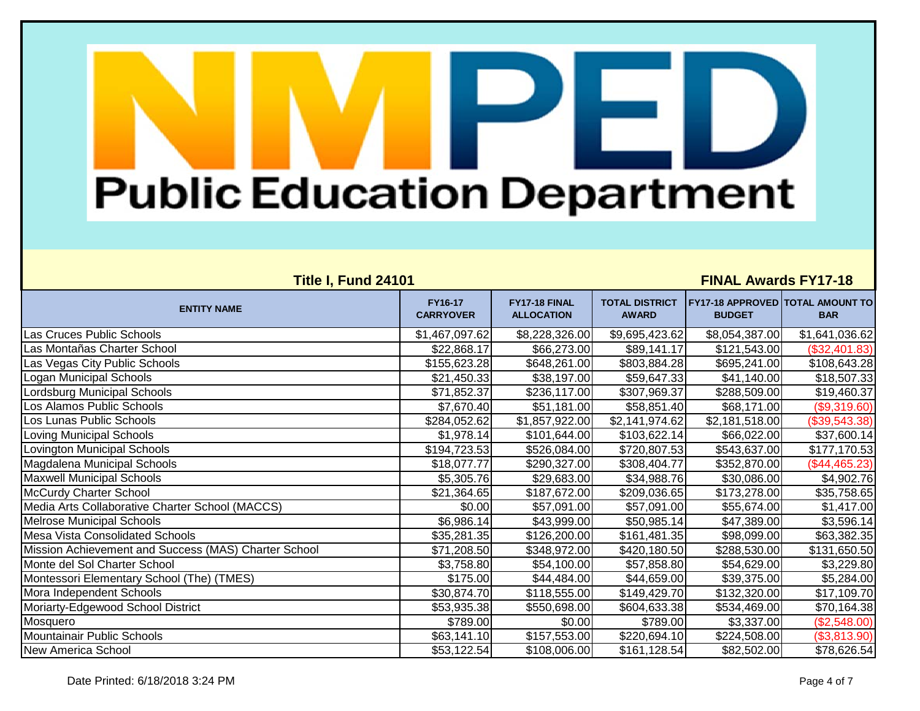**NMPED**

# Public Education Department

**Title I, Fund 24101** | **FINAL Awards FY17-18**

| ENTITY NAME | FY16-17 CARRYOVER | FY17-18 FINAL ALLOCATION | TOTAL DISTRICT AWARD | FY17-18 APPROVED BUDGET | TOTAL AMOUNT TO BAR |
|---|---|---|---|---|---|
| Las Cruces Public Schools | $1,467,097.62 | $8,228,326.00 | $9,695,423.62 | $8,054,387.00 | $1,641,036.62 |
| Las Montañas Charter School | $22,868.17 | $66,273.00 | $89,141.17 | $121,543.00 | ($32,401.83) |
| Las Vegas City Public Schools | $155,623.28 | $648,261.00 | $803,884.28 | $695,241.00 | $108,643.28 |
| Logan Municipal Schools | $21,450.33 | $38,197.00 | $59,647.33 | $41,140.00 | $18,507.33 |
| Lordsburg Municipal Schools | $71,852.37 | $236,117.00 | $307,969.37 | $288,509.00 | $19,460.37 |
| Los Alamos Public Schools | $7,670.40 | $51,181.00 | $58,851.40 | $68,171.00 | ($9,319.60) |
| Los Lunas Public Schools | $284,052.62 | $1,857,922.00 | $2,141,974.62 | $2,181,518.00 | ($39,543.38) |
| Loving Municipal Schools | $1,978.14 | $101,644.00 | $103,622.14 | $66,022.00 | $37,600.14 |
| Lovington Municipal Schools | $194,723.53 | $526,084.00 | $720,807.53 | $543,637.00 | $177,170.53 |
| Magdalena Municipal Schools | $18,077.77 | $290,327.00 | $308,404.77 | $352,870.00 | ($44,465.23) |
| Maxwell Municipal Schools | $5,305.76 | $29,683.00 | $34,988.76 | $30,086.00 | $4,902.76 |
| McCurdy Charter School | $21,364.65 | $187,672.00 | $209,036.65 | $173,278.00 | $35,758.65 |
| Media Arts Collaborative Charter School (MACCS) | $0.00 | $57,091.00 | $57,091.00 | $55,674.00 | $1,417.00 |
| Melrose Municipal Schools | $6,986.14 | $43,999.00 | $50,985.14 | $47,389.00 | $3,596.14 |
| Mesa Vista Consolidated Schools | $35,281.35 | $126,200.00 | $161,481.35 | $98,099.00 | $63,382.35 |
| Mission Achievement and Success (MAS) Charter School | $71,208.50 | $348,972.00 | $420,180.50 | $288,530.00 | $131,650.50 |
| Monte del Sol Charter School | $3,758.80 | $54,100.00 | $57,858.80 | $54,629.00 | $3,229.80 |
| Montessori Elementary School (The) (TMES) | $175.00 | $44,484.00 | $44,659.00 | $39,375.00 | $5,284.00 |
| Mora Independent Schools | $30,874.70 | $118,555.00 | $149,429.70 | $132,320.00 | $17,109.70 |
| Moriarty-Edgewood School District | $53,935.38 | $550,698.00 | $604,633.38 | $534,469.00 | $70,164.38 |
| Mosquero | $789.00 | $0.00 | $789.00 | $3,337.00 | ($2,548.00) |
| Mountainair Public Schools | $63,141.10 | $157,553.00 | $220,694.10 | $224,508.00 | ($3,813.90) |
| New America School | $53,122.54 | $108,006.00 | $161,128.54 | $82,502.00 | $78,626.54 |

Date Printed: 6/18/2018 3:24 PM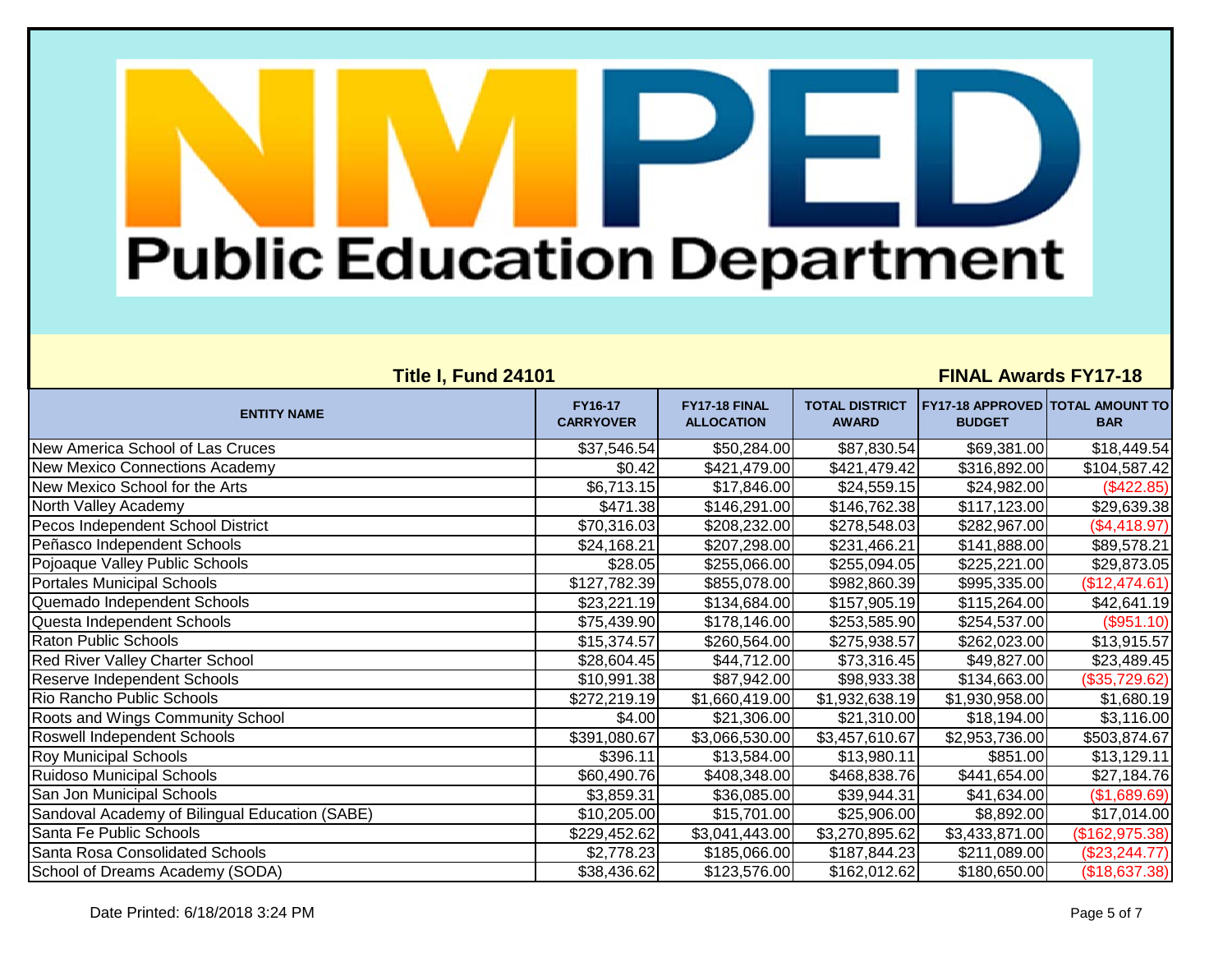# Public Education Department

**Title I, Fund 24101**

**FINAL Awards FY17-18**

| ENTITY NAME | FY16-17 CARRYOVER | FY17-18 FINAL ALLOCATION | TOTAL DISTRICT AWARD | FY17-18 APPROVED BUDGET | TOTAL AMOUNT TO BAR |
|---|---|---|---|---|---|
| New America School of Las Cruces | $37,546.54 | $50,284.00 | $87,830.54 | $69,381.00 | $18,449.54 |
| New Mexico Connections Academy | $0.42 | $421,479.00 | $421,479.42 | $316,892.00 | $104,587.42 |
| New Mexico School for the Arts | $6,713.15 | $17,846.00 | $24,559.15 | $24,982.00 | ($422.85) |
| North Valley Academy | $471.38 | $146,291.00 | $146,762.38 | $117,123.00 | $29,639.38 |
| Pecos Independent School District | $70,316.03 | $208,232.00 | $278,548.03 | $282,967.00 | ($4,418.97) |
| Peñasco Independent Schools | $24,168.21 | $207,298.00 | $231,466.21 | $141,888.00 | $89,578.21 |
| Pojoaque Valley Public Schools | $28.05 | $255,066.00 | $255,094.05 | $225,221.00 | $29,873.05 |
| Portales Municipal Schools | $127,782.39 | $855,078.00 | $982,860.39 | $995,335.00 | ($12,474.61) |
| Quemado Independent Schools | $23,221.19 | $134,684.00 | $157,905.19 | $115,264.00 | $42,641.19 |
| Questa Independent Schools | $75,439.90 | $178,146.00 | $253,585.90 | $254,537.00 | ($951.10) |
| Raton Public Schools | $15,374.57 | $260,564.00 | $275,938.57 | $262,023.00 | $13,915.57 |
| Red River Valley Charter School | $28,604.45 | $44,712.00 | $73,316.45 | $49,827.00 | $23,489.45 |
| Reserve Independent Schools | $10,991.38 | $87,942.00 | $98,933.38 | $134,663.00 | ($35,729.62) |
| Rio Rancho Public Schools | $272,219.19 | $1,660,419.00 | $1,932,638.19 | $1,930,958.00 | $1,680.19 |
| Roots and Wings Community School | $4.00 | $21,306.00 | $21,310.00 | $18,194.00 | $3,116.00 |
| Roswell Independent Schools | $391,080.67 | $3,066,530.00 | $3,457,610.67 | $2,953,736.00 | $503,874.67 |
| Roy Municipal Schools | $396.11 | $13,584.00 | $13,980.11 | $851.00 | $13,129.11 |
| Ruidoso Municipal Schools | $60,490.76 | $408,348.00 | $468,838.76 | $441,654.00 | $27,184.76 |
| San Jon Municipal Schools | $3,859.31 | $36,085.00 | $39,944.31 | $41,634.00 | ($1,689.69) |
| Sandoval Academy of Bilingual Education (SABE) | $10,205.00 | $15,701.00 | $25,906.00 | $8,892.00 | $17,014.00 |
| Santa Fe Public Schools | $229,452.62 | $3,041,443.00 | $3,270,895.62 | $3,433,871.00 | ($162,975.38) |
| Santa Rosa Consolidated Schools | $2,778.23 | $185,066.00 | $187,844.23 | $211,089.00 | ($23,244.77) |
| School of Dreams Academy (SODA) | $38,436.62 | $123,576.00 | $162,012.62 | $180,650.00 | ($18,637.38) |

Date Printed: 6/18/2018 3:24 PM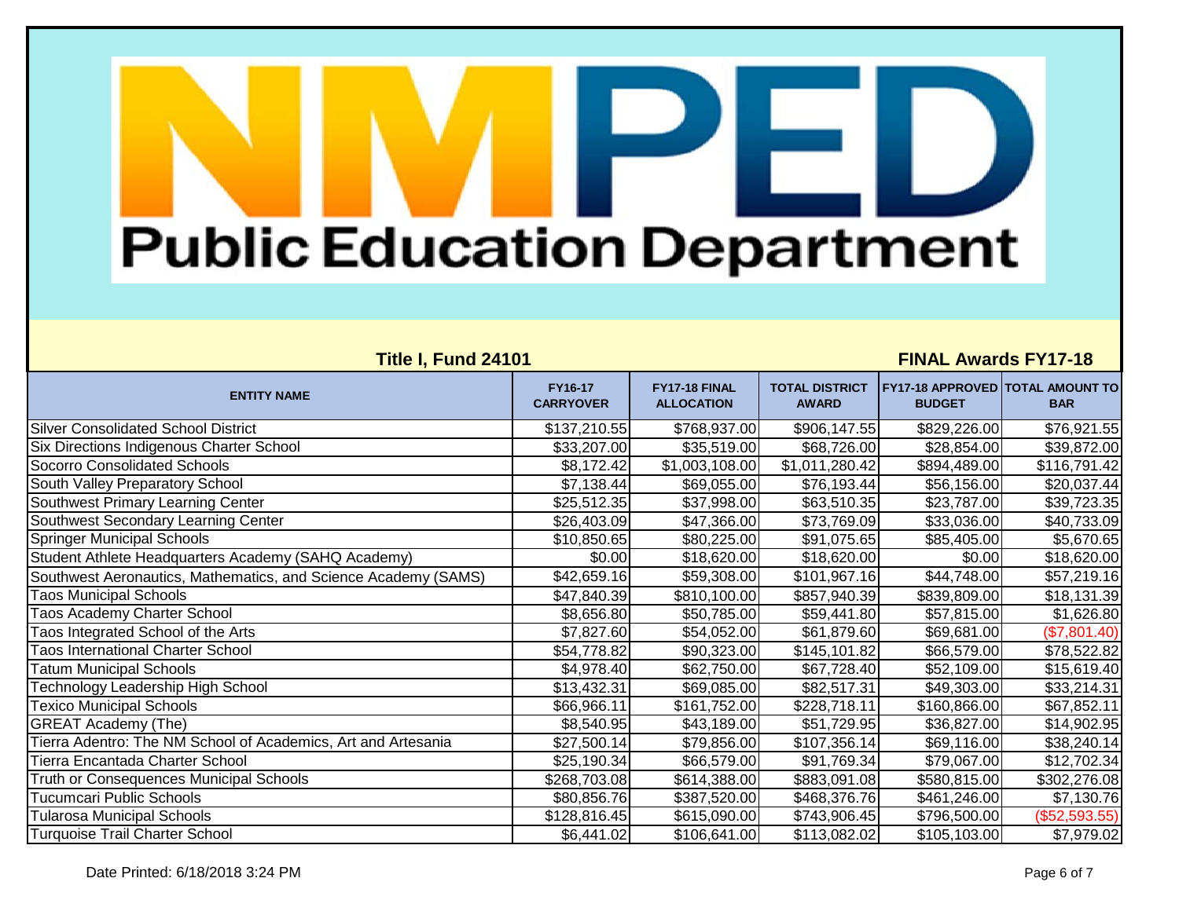# NMPED Public Education Department

**Title I, Fund 24101** | **FINAL Awards FY17-18**

| ENTITY NAME | FY16-17 CARRYOVER | FY17-18 FINAL ALLOCATION | TOTAL DISTRICT AWARD | FY17-18 APPROVED BUDGET | TOTAL AMOUNT TO BAR |
|---|---|---|---|---|---|
| Silver Consolidated School District | $137,210.55 | $768,937.00 | $906,147.55 | $829,226.00 | $76,921.55 |
| Six Directions Indigenous Charter School | $33,207.00 | $35,519.00 | $68,726.00 | $28,854.00 | $39,872.00 |
| Socorro Consolidated Schools | $8,172.42 | $1,003,108.00 | $1,011,280.42 | $894,489.00 | $116,791.42 |
| South Valley Preparatory School | $7,138.44 | $69,055.00 | $76,193.44 | $56,156.00 | $20,037.44 |
| Southwest Primary Learning Center | $25,512.35 | $37,998.00 | $63,510.35 | $23,787.00 | $39,723.35 |
| Southwest Secondary Learning Center | $26,403.09 | $47,366.00 | $73,769.09 | $33,036.00 | $40,733.09 |
| Springer Municipal Schools | $10,850.65 | $80,225.00 | $91,075.65 | $85,405.00 | $5,670.65 |
| Student Athlete Headquarters Academy (SAHQ Academy) | $0.00 | $18,620.00 | $18,620.00 | $0.00 | $18,620.00 |
| Southwest Aeronautics, Mathematics, and Science Academy (SAMS) | $42,659.16 | $59,308.00 | $101,967.16 | $44,748.00 | $57,219.16 |
| Taos Municipal Schools | $47,840.39 | $810,100.00 | $857,940.39 | $839,809.00 | $18,131.39 |
| Taos Academy Charter School | $8,656.80 | $50,785.00 | $59,441.80 | $57,815.00 | $1,626.80 |
| Taos Integrated School of the Arts | $7,827.60 | $54,052.00 | $61,879.60 | $69,681.00 | ($7,801.40) |
| Taos International Charter School | $54,778.82 | $90,323.00 | $145,101.82 | $66,579.00 | $78,522.82 |
| Tatum Municipal Schools | $4,978.40 | $62,750.00 | $67,728.40 | $52,109.00 | $15,619.40 |
| Technology Leadership High School | $13,432.31 | $69,085.00 | $82,517.31 | $49,303.00 | $33,214.31 |
| Texico Municipal Schools | $66,966.11 | $161,752.00 | $228,718.11 | $160,866.00 | $67,852.11 |
| GREAT Academy (The) | $8,540.95 | $43,189.00 | $51,729.95 | $36,827.00 | $14,902.95 |
| Tierra Adentro: The NM School of Academics, Art and Artesania | $27,500.14 | $79,856.00 | $107,356.14 | $69,116.00 | $38,240.14 |
| Tierra Encantada Charter School | $25,190.34 | $66,579.00 | $91,769.34 | $79,067.00 | $12,702.34 |
| Truth or Consequences Municipal Schools | $268,703.08 | $614,388.00 | $883,091.08 | $580,815.00 | $302,276.08 |
| Tucumcari Public Schools | $80,856.76 | $387,520.00 | $468,376.76 | $461,246.00 | $7,130.76 |
| Tularosa Municipal Schools | $128,816.45 | $615,090.00 | $743,906.45 | $796,500.00 | ($52,593.55) |
| Turquoise Trail Charter School | $6,441.02 | $106,641.00 | $113,082.02 | $105,103.00 | $7,979.02 |

Date Printed: 6/18/2018 3:24 PM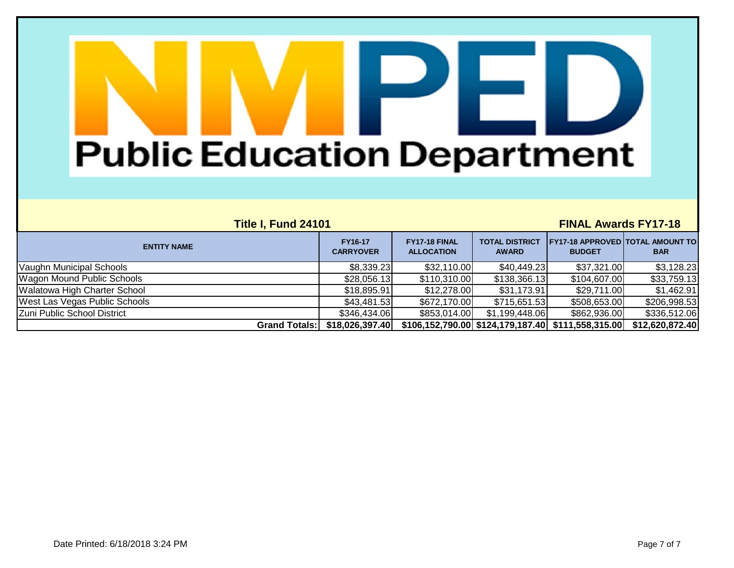**Public Education Department**

**Title I, Fund 24101** **FINAL Awards FY17-18**

| ENTITY NAME | FY16-17 CARRYOVER | FY17-18 FINAL ALLOCATION | TOTAL DISTRICT AWARD | FY17-18 APPROVED BUDGET | TOTAL AMOUNT TO BAR |
|---|---|---|---|---|---|
| Vaughn Municipal Schools | $8,339.23 | $32,110.00 | $40,449.23 | $37,321.00 | $3,128.23 |
| Wagon Mound Public Schools | $28,056.13 | $110,310.00 | $138,366.13 | $104,607.00 | $33,759.13 |
| Walatowa High Charter School | $18,895.91 | $12,278.00 | $31,173.91 | $29,711.00 | $1,462.91 |
| West Las Vegas Public Schools | $43,481.53 | $672,170.00 | $715,651.53 | $508,653.00 | $206,998.53 |
| Zuni Public School District | $346,434.06 | $853,014.00 | $1,199,448.06 | $862,936.00 | $336,512.06 |
| **Grand Totals:** | **$18,026,397.40** | **$106,152,790.00** | **$124,179,187.40** | **$111,558,315.00** | **$12,620,872.40** |

Date Printed: 6/18/2018 3:24 PM